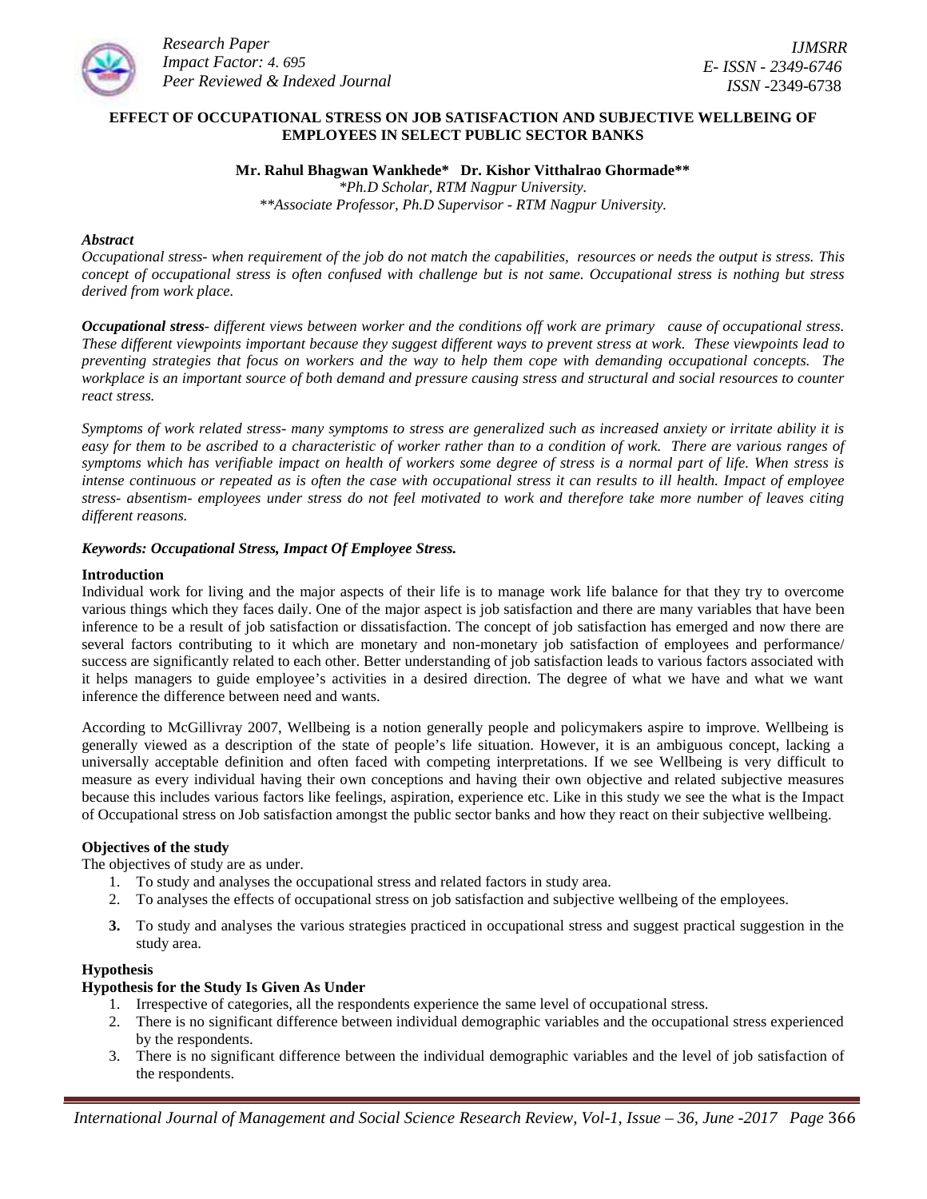# EFFECT OF OCCUPATIONAL STRESS ON JOB SATISFACTION AND SUBJECTIVE WELLBEING OF EMPLOYEES IN SELECT PUBLIC SECTOR BANKS

**Mr. Rahul Bhagwan Wankhede\*   Dr. Kishor Vitthalrao Ghormade\*\***

*\*Ph.D Scholar, RTM Nagpur University.*
*\*\*Associate Professor, Ph.D Supervisor - RTM Nagpur University.*

***Abstract***

*Occupational stress- when requirement of the job do not match the capabilities, resources or needs the output is stress. This concept of occupational stress is often confused with challenge but is not same. Occupational stress is nothing but stress derived from work place.*

***Occupational stress**- different views between worker and the conditions off work are primary cause of occupational stress. These different viewpoints important because they suggest different ways to prevent stress at work. These viewpoints lead to preventing strategies that focus on workers and the way to help them cope with demanding occupational concepts. The workplace is an important source of both demand and pressure causing stress and structural and social resources to counter react stress.*

*Symptoms of work related stress- many symptoms to stress are generalized such as increased anxiety or irritate ability it is easy for them to be ascribed to a characteristic of worker rather than to a condition of work. There are various ranges of symptoms which has verifiable impact on health of workers some degree of stress is a normal part of life. When stress is intense continuous or repeated as is often the case with occupational stress it can results to ill health. Impact of employee stress- absentism- employees under stress do not feel motivated to work and therefore take more number of leaves citing different reasons.*

***Keywords: Occupational Stress, Impact Of Employee Stress.***

## Introduction

Individual work for living and the major aspects of their life is to manage work life balance for that they try to overcome various things which they faces daily. One of the major aspect is job satisfaction and there are many variables that have been inference to be a result of job satisfaction or dissatisfaction. The concept of job satisfaction has emerged and now there are several factors contributing to it which are monetary and non-monetary job satisfaction of employees and performance/ success are significantly related to each other. Better understanding of job satisfaction leads to various factors associated with it helps managers to guide employee's activities in a desired direction. The degree of what we have and what we want inference the difference between need and wants.

According to McGillivray 2007, Wellbeing is a notion generally people and policymakers aspire to improve. Wellbeing is generally viewed as a description of the state of people's life situation. However, it is an ambiguous concept, lacking a universally acceptable definition and often faced with competing interpretations. If we see Wellbeing is very difficult to measure as every individual having their own conceptions and having their own objective and related subjective measures because this includes various factors like feelings, aspiration, experience etc. Like in this study we see the what is the Impact of Occupational stress on Job satisfaction amongst the public sector banks and how they react on their subjective wellbeing.

## Objectives of the study

The objectives of study are as under.

1. To study and analyses the occupational stress and related factors in study area.
2. To analyses the effects of occupational stress on job satisfaction and subjective wellbeing of the employees.
3. To study and analyses the various strategies practiced in occupational stress and suggest practical suggestion in the study area.

## Hypothesis

### Hypothesis for the Study Is Given As Under

1. Irrespective of categories, all the respondents experience the same level of occupational stress.
2. There is no significant difference between individual demographic variables and the occupational stress experienced by the respondents.
3. There is no significant difference between the individual demographic variables and the level of job satisfaction of the respondents.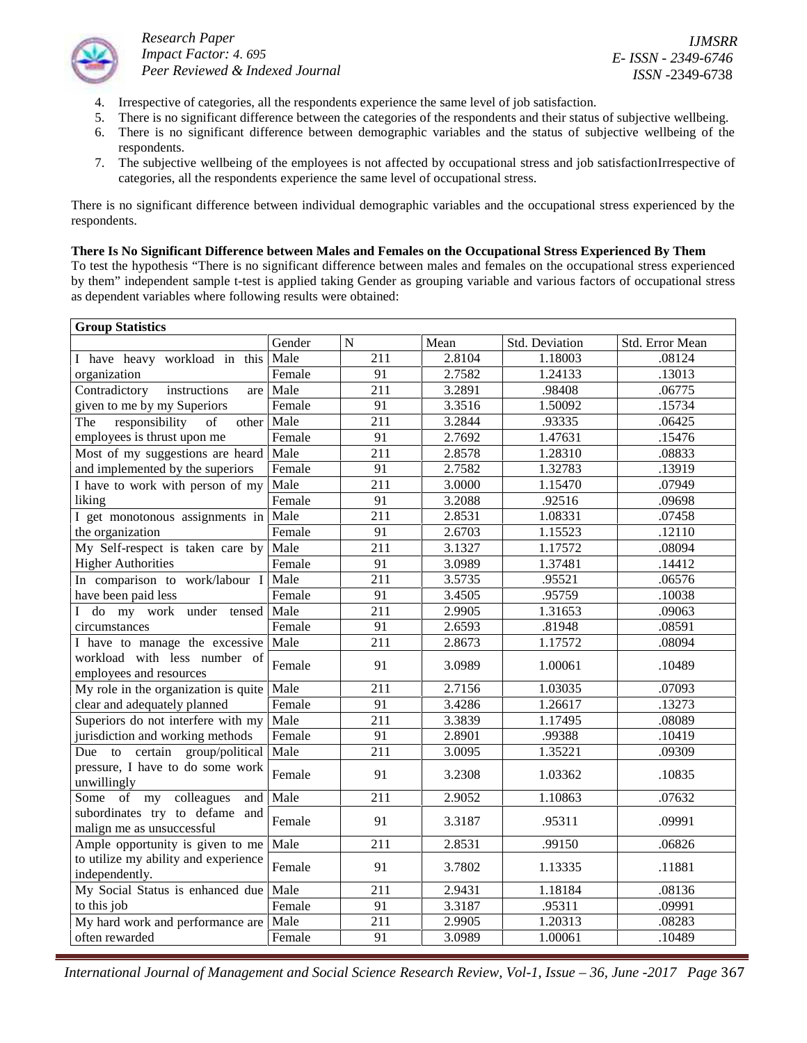4. Irrespective of categories, all the respondents experience the same level of job satisfaction.
5. There is no significant difference between the categories of the respondents and their status of subjective wellbeing.
6. There is no significant difference between demographic variables and the status of subjective wellbeing of the respondents.
7. The subjective wellbeing of the employees is not affected by occupational stress and job satisfactionIrrespective of categories, all the respondents experience the same level of occupational stress.

There is no significant difference between individual demographic variables and the occupational stress experienced by the respondents.

**There Is No Significant Difference between Males and Females on the Occupational Stress Experienced By Them**

To test the hypothesis "There is no significant difference between males and females on the occupational stress experienced by them" independent sample t-test is applied taking Gender as grouping variable and various factors of occupational stress as dependent variables where following results were obtained:

| **Group Statistics** | | | | | |
|---|---|---|---|---|---|
| | Gender | N | Mean | Std. Deviation | Std. Error Mean |
| I have heavy workload in this organization | Male | 211 | 2.8104 | 1.18003 | .08124 |
| | Female | 91 | 2.7582 | 1.24133 | .13013 |
| Contradictory instructions are given to me by my Superiors | Male | 211 | 3.2891 | .98408 | .06775 |
| | Female | 91 | 3.3516 | 1.50092 | .15734 |
| The responsibility of other employees is thrust upon me | Male | 211 | 3.2844 | .93335 | .06425 |
| | Female | 91 | 2.7692 | 1.47631 | .15476 |
| Most of my suggestions are heard and implemented by the superiors | Male | 211 | 2.8578 | 1.28310 | .08833 |
| | Female | 91 | 2.7582 | 1.32783 | .13919 |
| I have to work with person of my liking | Male | 211 | 3.0000 | 1.15470 | .07949 |
| | Female | 91 | 3.2088 | .92516 | .09698 |
| I get monotonous assignments in the organization | Male | 211 | 2.8531 | 1.08331 | .07458 |
| | Female | 91 | 2.6703 | 1.15523 | .12110 |
| My Self-respect is taken care by Higher Authorities | Male | 211 | 3.1327 | 1.17572 | .08094 |
| | Female | 91 | 3.0989 | 1.37481 | .14412 |
| In comparison to work/labour I have been paid less | Male | 211 | 3.5735 | .95521 | .06576 |
| | Female | 91 | 3.4505 | .95759 | .10038 |
| I do my work under tensed circumstances | Male | 211 | 2.9905 | 1.31653 | .09063 |
| | Female | 91 | 2.6593 | .81948 | .08591 |
| I have to manage the excessive workload with less number of employees and resources | Male | 211 | 2.8673 | 1.17572 | .08094 |
| | Female | 91 | 3.0989 | 1.00061 | .10489 |
| My role in the organization is quite clear and adequately planned | Male | 211 | 2.7156 | 1.03035 | .07093 |
| | Female | 91 | 3.4286 | 1.26617 | .13273 |
| Superiors do not interfere with my jurisdiction and working methods | Male | 211 | 3.3839 | 1.17495 | .08089 |
| | Female | 91 | 2.8901 | .99388 | .10419 |
| Due to certain group/political pressure, I have to do some work unwillingly | Male | 211 | 3.0095 | 1.35221 | .09309 |
| | Female | 91 | 3.2308 | 1.03362 | .10835 |
| Some of my colleagues and subordinates try to defame and malign me as unsuccessful | Male | 211 | 2.9052 | 1.10863 | .07632 |
| | Female | 91 | 3.3187 | .95311 | .09991 |
| Ample opportunity is given to me to utilize my ability and experience independently. | Male | 211 | 2.8531 | .99150 | .06826 |
| | Female | 91 | 3.7802 | 1.13335 | .11881 |
| My Social Status is enhanced due to this job | Male | 211 | 2.9431 | 1.18184 | .08136 |
| | Female | 91 | 3.3187 | .95311 | .09991 |
| My hard work and performance are often rewarded | Male | 211 | 2.9905 | 1.20313 | .08283 |
| | Female | 91 | 3.0989 | 1.00061 | .10489 |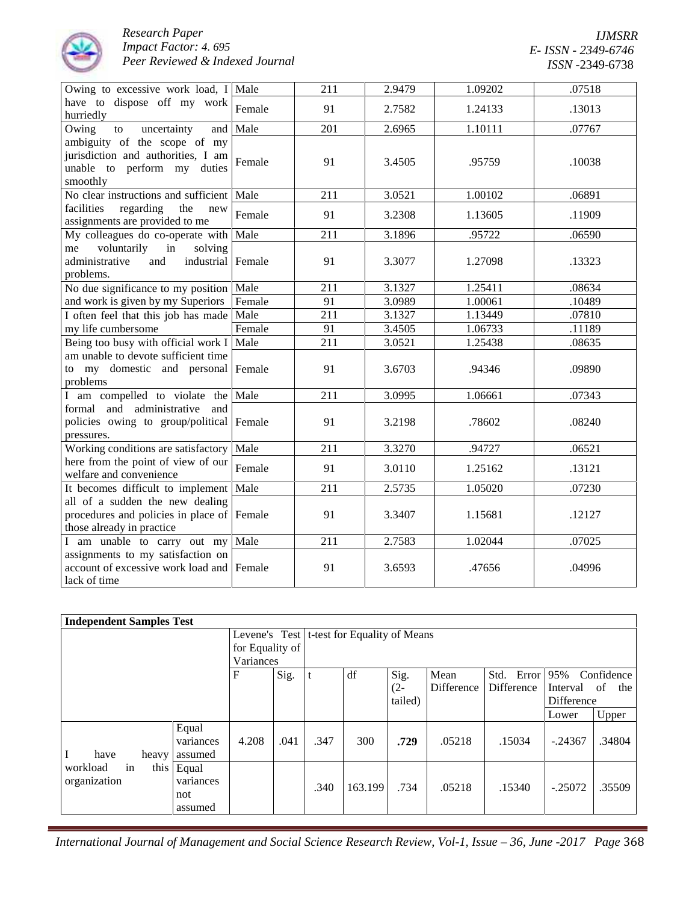| | | | | | |
|---|---|---|---|---|---|
| Owing to excessive work load, I have to dispose off my work hurriedly | Male | 211 | 2.9479 | 1.09202 | .07518 |
| | Female | 91 | 2.7582 | 1.24133 | .13013 |
| Owing to uncertainty and ambiguity of the scope of my jurisdiction and authorities, I am unable to perform my duties smoothly | Male | 201 | 2.6965 | 1.10111 | .07767 |
| | Female | 91 | 3.4505 | .95759 | .10038 |
| No clear instructions and sufficient facilities regarding the new assignments are provided to me | Male | 211 | 3.0521 | 1.00102 | .06891 |
| | Female | 91 | 3.2308 | 1.13605 | .11909 |
| My colleagues do co-operate with me voluntarily in solving administrative and industrial problems. | Male | 211 | 3.1896 | .95722 | .06590 |
| | Female | 91 | 3.3077 | 1.27098 | .13323 |
| No due significance to my position and work is given by my Superiors | Male | 211 | 3.1327 | 1.25411 | .08634 |
| | Female | 91 | 3.0989 | 1.00061 | .10489 |
| I often feel that this job has made my life cumbersome | Male | 211 | 3.1327 | 1.13449 | .07810 |
| | Female | 91 | 3.4505 | 1.06733 | .11189 |
| Being too busy with official work I am unable to devote sufficient time to my domestic and personal problems | Male | 211 | 3.0521 | 1.25438 | .08635 |
| | Female | 91 | 3.6703 | .94346 | .09890 |
| I am compelled to violate the formal and administrative and policies owing to group/political pressures. | Male | 211 | 3.0995 | 1.06661 | .07343 |
| | Female | 91 | 3.2198 | .78602 | .08240 |
| Working conditions are satisfactory here from the point of view of our welfare and convenience | Male | 211 | 3.3270 | .94727 | .06521 |
| | Female | 91 | 3.0110 | 1.25162 | .13121 |
| It becomes difficult to implement all of a sudden the new dealing procedures and policies in place of those already in practice | Male | 211 | 2.5735 | 1.05020 | .07230 |
| | Female | 91 | 3.3407 | 1.15681 | .12127 |
| I am unable to carry out my assignments to my satisfaction on account of excessive work load and lack of time | Male | 211 | 2.7583 | 1.02044 | .07025 |
| | Female | 91 | 3.6593 | .47656 | .04996 |

**Independent Samples Test**

| | | Levene's Test for Equality of Variances | | t-test for Equality of Means | | | | | | |
|---|---|---|---|---|---|---|---|---|---|---|
| | | F | Sig. | t | df | Sig. (2-tailed) | Mean Difference | Std. Error Difference | 95% Confidence Interval of the Difference | |
| | | | | | | | | | Lower | Upper |
| I have heavy workload in this organization | Equal variances assumed | 4.208 | .041 | .347 | 300 | **.729** | .05218 | .15034 | -.24367 | .34804 |
| | Equal variances not assumed | | | .340 | 163.199 | .734 | .05218 | .15340 | -.25072 | .35509 |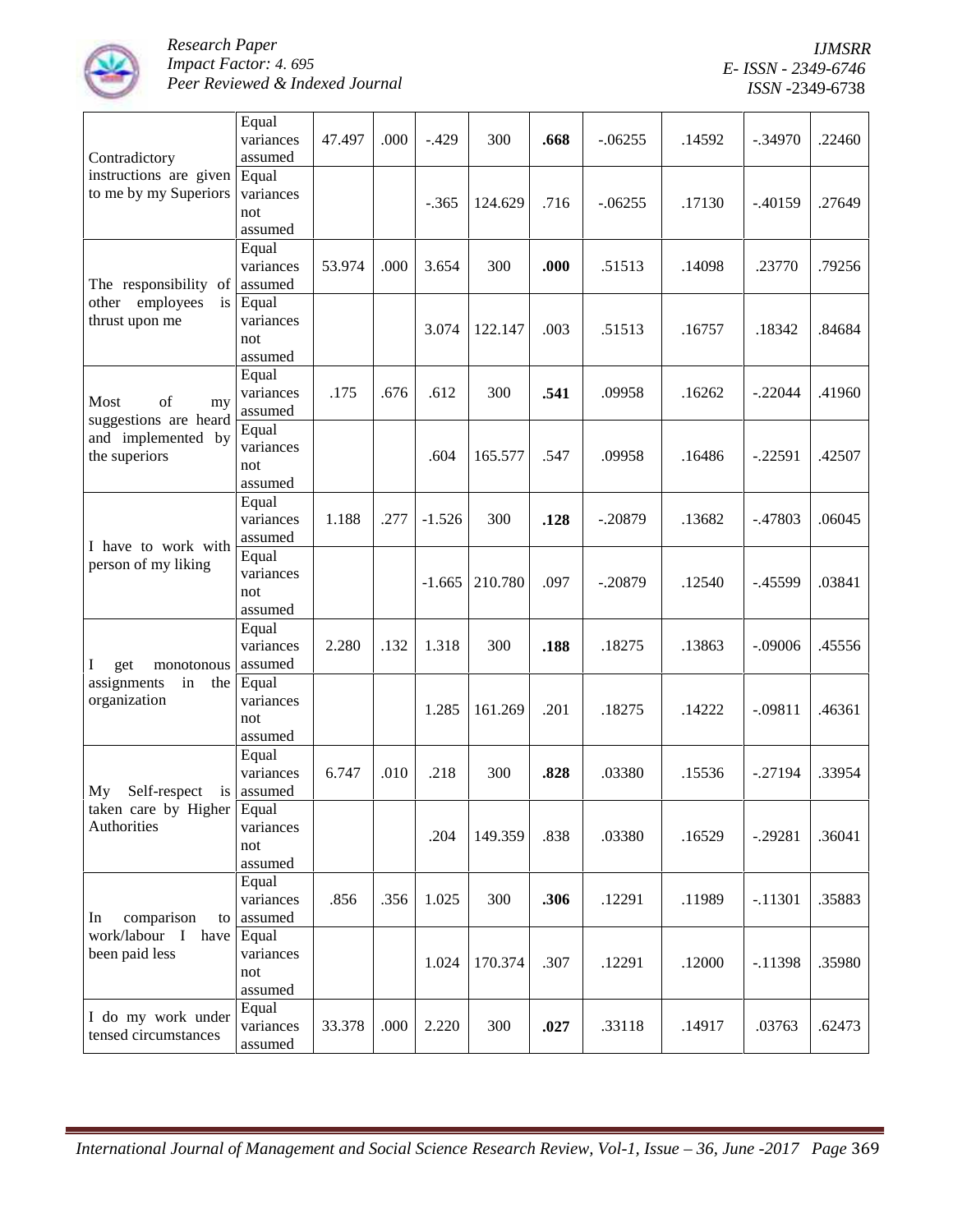| Contradictory instructions are given to me by my Superiors | Equal variances assumed | 47.497 | .000 | -.429 | 300 | **.668** | -.06255 | .14592 | -.34970 | .22460 |
|---|---|---|---|---|---|---|---|---|---|---|
| | Equal variances not assumed | | | -.365 | 124.629 | .716 | -.06255 | .17130 | -.40159 | .27649 |
| The responsibility of other employees is thrust upon me | Equal variances assumed | 53.974 | .000 | 3.654 | 300 | **.000** | .51513 | .14098 | .23770 | .79256 |
| | Equal variances not assumed | | | 3.074 | 122.147 | .003 | .51513 | .16757 | .18342 | .84684 |
| Most of my suggestions are heard and implemented by the superiors | Equal variances assumed | .175 | .676 | .612 | 300 | **.541** | .09958 | .16262 | -.22044 | .41960 |
| | Equal variances not assumed | | | .604 | 165.577 | .547 | .09958 | .16486 | -.22591 | .42507 |
| I have to work with person of my liking | Equal variances assumed | 1.188 | .277 | -1.526 | 300 | **.128** | -.20879 | .13682 | -.47803 | .06045 |
| | Equal variances not assumed | | | -1.665 | 210.780 | .097 | -.20879 | .12540 | -.45599 | .03841 |
| I get monotonous assignments in the organization | Equal variances assumed | 2.280 | .132 | 1.318 | 300 | **.188** | .18275 | .13863 | -.09006 | .45556 |
| | Equal variances not assumed | | | 1.285 | 161.269 | .201 | .18275 | .14222 | -.09811 | .46361 |
| My Self-respect is taken care by Higher Authorities | Equal variances assumed | 6.747 | .010 | .218 | 300 | **.828** | .03380 | .15536 | -.27194 | .33954 |
| | Equal variances not assumed | | | .204 | 149.359 | .838 | .03380 | .16529 | -.29281 | .36041 |
| In comparison to work/labour I have been paid less | Equal variances assumed | .856 | .356 | 1.025 | 300 | **.306** | .12291 | .11989 | -.11301 | .35883 |
| | Equal variances not assumed | | | 1.024 | 170.374 | .307 | .12291 | .12000 | -.11398 | .35980 |
| I do my work under tensed circumstances | Equal variances assumed | 33.378 | .000 | 2.220 | 300 | **.027** | .33118 | .14917 | .03763 | .62473 |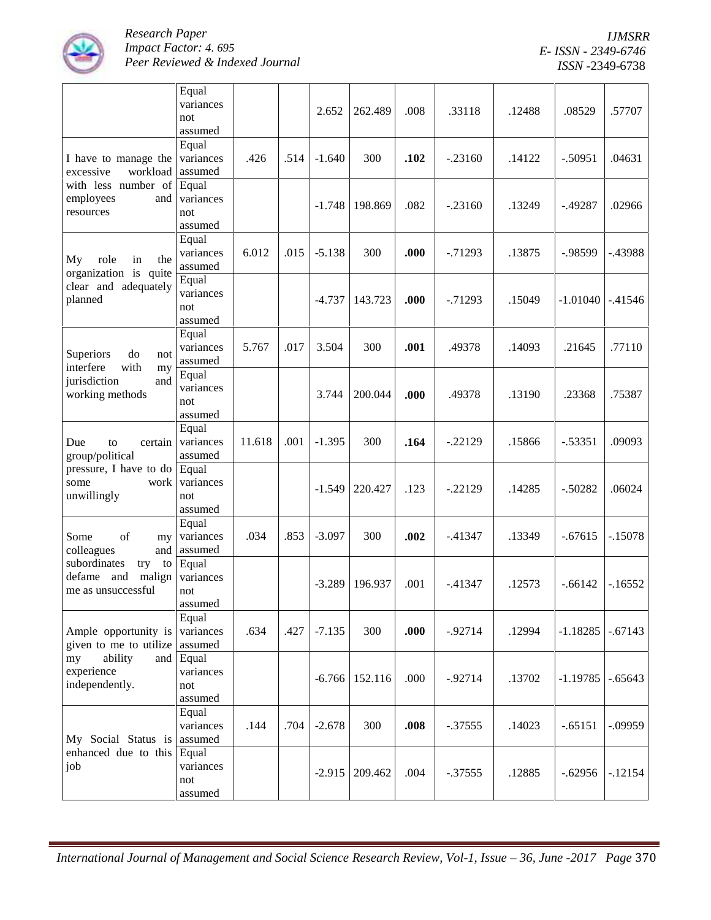| | Equal variances not assumed | | | 2.652 | 262.489 | .008 | .33118 | .12488 | .08529 | .57707 |
|---|---|---|---|---|---|---|---|---|---|---|
| I have to manage the excessive workload with less number of employees and resources | Equal variances assumed | .426 | .514 | -1.640 | 300 | **.102** | -.23160 | .14122 | -.50951 | .04631 |
| | Equal variances not assumed | | | -1.748 | 198.869 | .082 | -.23160 | .13249 | -.49287 | .02966 |
| My role in the organization is quite clear and adequately planned | Equal variances assumed | 6.012 | .015 | -5.138 | 300 | **.000** | -.71293 | .13875 | -.98599 | -.43988 |
| | Equal variances not assumed | | | -4.737 | 143.723 | **.000** | -.71293 | .15049 | -1.01040 | -.41546 |
| Superiors do not interfere with my jurisdiction and working methods | Equal variances assumed | 5.767 | .017 | 3.504 | 300 | **.001** | .49378 | .14093 | .21645 | .77110 |
| | Equal variances not assumed | | | 3.744 | 200.044 | **.000** | .49378 | .13190 | .23368 | .75387 |
| Due to certain group/political pressure, I have to do some work unwillingly | Equal variances assumed | 11.618 | .001 | -1.395 | 300 | **.164** | -.22129 | .15866 | -.53351 | .09093 |
| | Equal variances not assumed | | | -1.549 | 220.427 | .123 | -.22129 | .14285 | -.50282 | .06024 |
| Some of my colleagues and subordinates try to defame and malign me as unsuccessful | Equal variances assumed | .034 | .853 | -3.097 | 300 | **.002** | -.41347 | .13349 | -.67615 | -.15078 |
| | Equal variances not assumed | | | -3.289 | 196.937 | .001 | -.41347 | .12573 | -.66142 | -.16552 |
| Ample opportunity is given to me to utilize my ability and experience independently. | Equal variances assumed | .634 | .427 | -7.135 | 300 | **.000** | -.92714 | .12994 | -1.18285 | -.67143 |
| | Equal variances not assumed | | | -6.766 | 152.116 | .000 | -.92714 | .13702 | -1.19785 | -.65643 |
| My Social Status is enhanced due to this job | Equal variances assumed | .144 | .704 | -2.678 | 300 | **.008** | -.37555 | .14023 | -.65151 | -.09959 |
| | Equal variances not assumed | | | -2.915 | 209.462 | .004 | -.37555 | .12885 | -.62956 | -.12154 |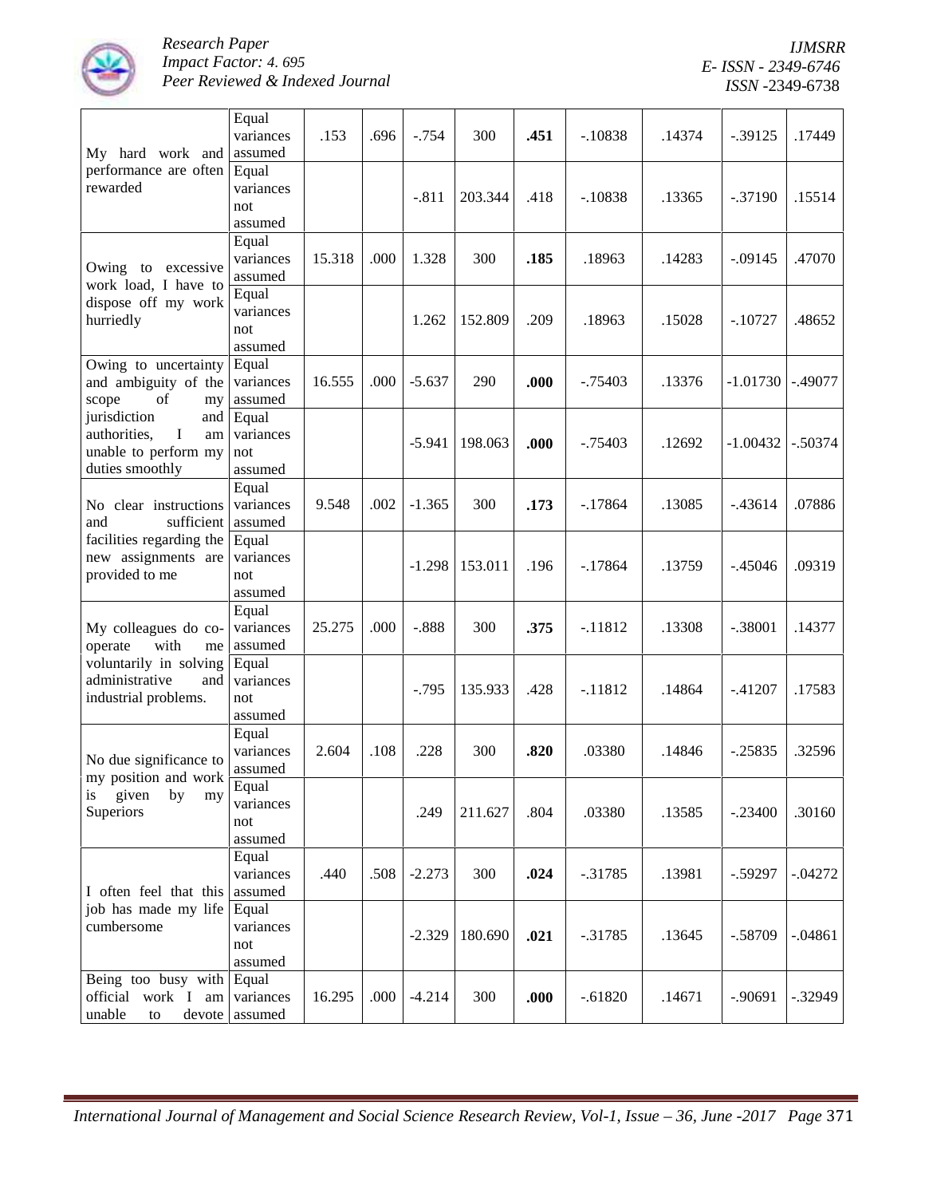| | | | | | | | | | | |
|---|---|---|---|---|---|---|---|---|---|---|
| My hard work and performance are often rewarded | Equal variances assumed | .153 | .696 | -.754 | 300 | **.451** | -.10838 | .14374 | -.39125 | .17449 |
| | Equal variances not assumed | | | -.811 | 203.344 | .418 | -.10838 | .13365 | -.37190 | .15514 |
| Owing to excessive work load, I have to dispose off my work hurriedly | Equal variances assumed | 15.318 | .000 | 1.328 | 300 | **.185** | .18963 | .14283 | -.09145 | .47070 |
| | Equal variances not assumed | | | 1.262 | 152.809 | .209 | .18963 | .15028 | -.10727 | .48652 |
| Owing to uncertainty and ambiguity of the scope of my jurisdiction and authorities, I am unable to perform my duties smoothly | Equal variances assumed | 16.555 | .000 | -5.637 | 290 | **.000** | -.75403 | .13376 | -1.01730 | -.49077 |
| | Equal variances not assumed | | | -5.941 | 198.063 | **.000** | -.75403 | .12692 | -1.00432 | -.50374 |
| No clear instructions and sufficient facilities regarding the new assignments are provided to me | Equal variances assumed | 9.548 | .002 | -1.365 | 300 | **.173** | -.17864 | .13085 | -.43614 | .07886 |
| | Equal variances not assumed | | | -1.298 | 153.011 | .196 | -.17864 | .13759 | -.45046 | .09319 |
| My colleagues do co-operate with me voluntarily in solving administrative and industrial problems. | Equal variances assumed | 25.275 | .000 | -.888 | 300 | **.375** | -.11812 | .13308 | -.38001 | .14377 |
| | Equal variances not assumed | | | -.795 | 135.933 | .428 | -.11812 | .14864 | -.41207 | .17583 |
| No due significance to my position and work is given by my Superiors | Equal variances assumed | 2.604 | .108 | .228 | 300 | **.820** | .03380 | .14846 | -.25835 | .32596 |
| | Equal variances not assumed | | | .249 | 211.627 | .804 | .03380 | .13585 | -.23400 | .30160 |
| I often feel that this job has made my life cumbersome | Equal variances assumed | .440 | .508 | -2.273 | 300 | **.024** | -.31785 | .13981 | -.59297 | -.04272 |
| | Equal variances not assumed | | | -2.329 | 180.690 | **.021** | -.31785 | .13645 | -.58709 | -.04861 |
| Being too busy with official work I am unable to devote | Equal variances assumed | 16.295 | .000 | -4.214 | 300 | **.000** | -.61820 | .14671 | -.90691 | -.32949 |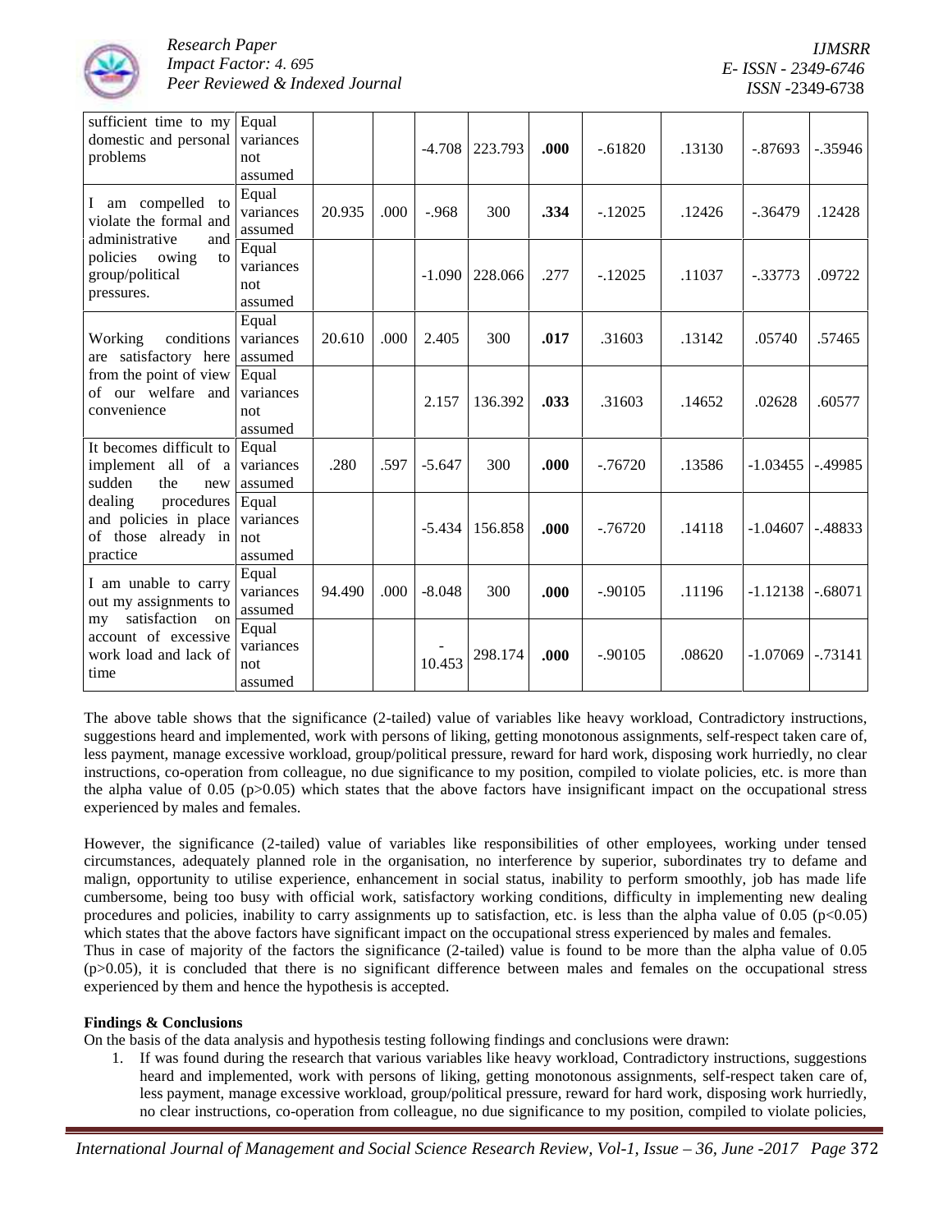| sufficient time to my domestic and personal problems | Equal variances not assumed | | | -4.708 | 223.793 | **.000** | -.61820 | .13130 | -.87693 | -.35946 |
|---|---|---|---|---|---|---|---|---|---|---|
| I am compelled to violate the formal and administrative and policies owing to group/political pressures. | Equal variances assumed | 20.935 | .000 | -.968 | 300 | **.334** | -.12025 | .12426 | -.36479 | .12428 |
| | Equal variances not assumed | | | -1.090 | 228.066 | .277 | -.12025 | .11037 | -.33773 | .09722 |
| Working conditions are satisfactory here from the point of view of our welfare and convenience | Equal variances assumed | 20.610 | .000 | 2.405 | 300 | **.017** | .31603 | .13142 | .05740 | .57465 |
| | Equal variances not assumed | | | 2.157 | 136.392 | **.033** | .31603 | .14652 | .02628 | .60577 |
| It becomes difficult to implement all of a sudden the new dealing procedures and policies in place of those already in practice | Equal variances assumed | .280 | .597 | -5.647 | 300 | **.000** | -.76720 | .13586 | -1.03455 | -.49985 |
| | Equal variances not assumed | | | -5.434 | 156.858 | **.000** | -.76720 | .14118 | -1.04607 | -.48833 |
| I am unable to carry out my assignments to my satisfaction on account of excessive work load and lack of time | Equal variances assumed | 94.490 | .000 | -8.048 | 300 | **.000** | -.90105 | .11196 | -1.12138 | -.68071 |
| | Equal variances not assumed | | | -10.453 | 298.174 | **.000** | -.90105 | .08620 | -1.07069 | -.73141 |

The above table shows that the significance (2-tailed) value of variables like heavy workload, Contradictory instructions, suggestions heard and implemented, work with persons of liking, getting monotonous assignments, self-respect taken care of, less payment, manage excessive workload, group/political pressure, reward for hard work, disposing work hurriedly, no clear instructions, co-operation from colleague, no due significance to my position, compiled to violate policies, etc. is more than the alpha value of 0.05 ($p>0.05$) which states that the above factors have insignificant impact on the occupational stress experienced by males and females.

However, the significance (2-tailed) value of variables like responsibilities of other employees, working under tensed circumstances, adequately planned role in the organisation, no interference by superior, subordinates try to defame and malign, opportunity to utilise experience, enhancement in social status, inability to perform smoothly, job has made life cumbersome, being too busy with official work, satisfactory working conditions, difficulty in implementing new dealing procedures and policies, inability to carry assignments up to satisfaction, etc. is less than the alpha value of 0.05 ($p<0.05$) which states that the above factors have significant impact on the occupational stress experienced by males and females.

Thus in case of majority of the factors the significance (2-tailed) value is found to be more than the alpha value of 0.05 ($p>0.05$), it is concluded that there is no significant difference between males and females on the occupational stress experienced by them and hence the hypothesis is accepted.

**Findings & Conclusions**

On the basis of the data analysis and hypothesis testing following findings and conclusions were drawn:

1. If was found during the research that various variables like heavy workload, Contradictory instructions, suggestions heard and implemented, work with persons of liking, getting monotonous assignments, self-respect taken care of, less payment, manage excessive workload, group/political pressure, reward for hard work, disposing work hurriedly, no clear instructions, co-operation from colleague, no due significance to my position, compiled to violate policies,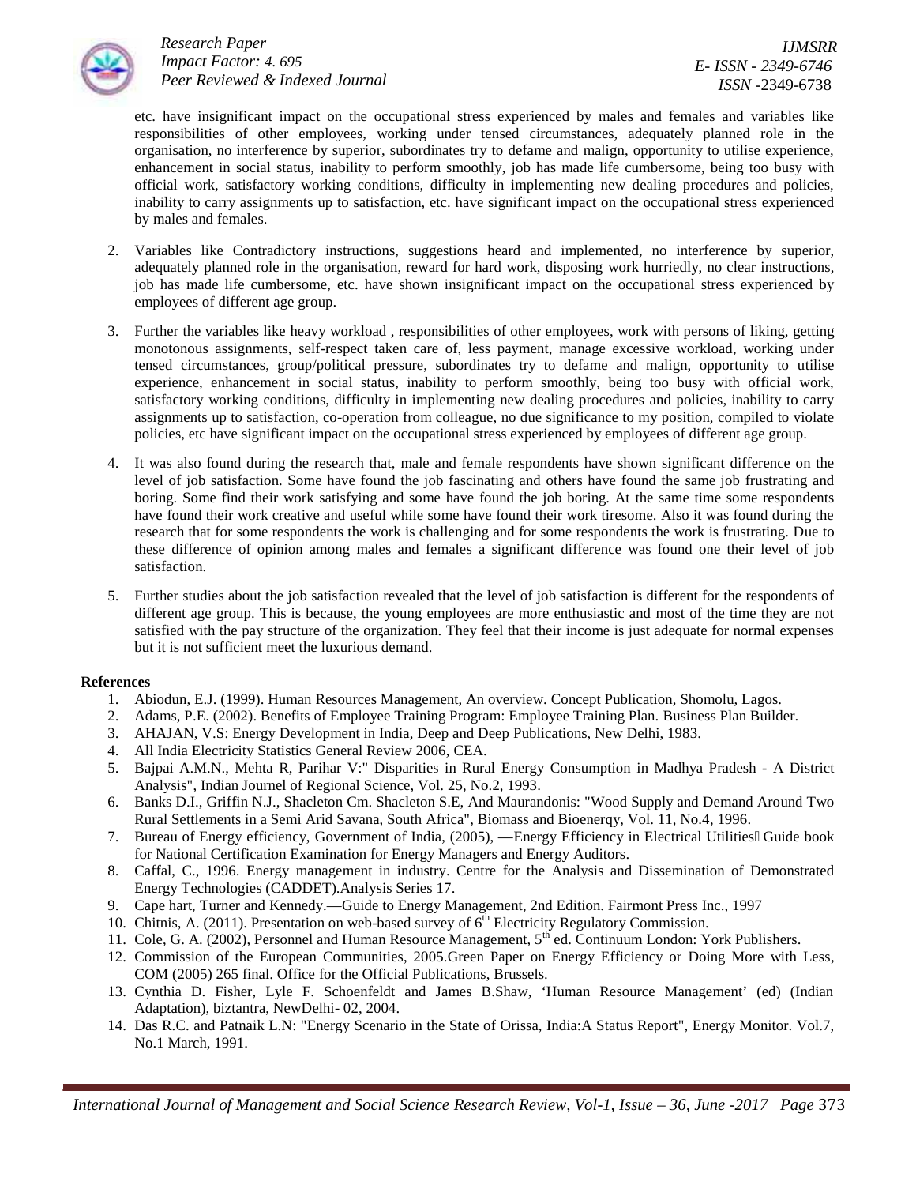etc. have insignificant impact on the occupational stress experienced by males and females and variables like responsibilities of other employees, working under tensed circumstances, adequately planned role in the organisation, no interference by superior, subordinates try to defame and malign, opportunity to utilise experience, enhancement in social status, inability to perform smoothly, job has made life cumbersome, being too busy with official work, satisfactory working conditions, difficulty in implementing new dealing procedures and policies, inability to carry assignments up to satisfaction, etc. have significant impact on the occupational stress experienced by males and females.

2. Variables like Contradictory instructions, suggestions heard and implemented, no interference by superior, adequately planned role in the organisation, reward for hard work, disposing work hurriedly, no clear instructions, job has made life cumbersome, etc. have shown insignificant impact on the occupational stress experienced by employees of different age group.

3. Further the variables like heavy workload , responsibilities of other employees, work with persons of liking, getting monotonous assignments, self-respect taken care of, less payment, manage excessive workload, working under tensed circumstances, group/political pressure, subordinates try to defame and malign, opportunity to utilise experience, enhancement in social status, inability to perform smoothly, being too busy with official work, satisfactory working conditions, difficulty in implementing new dealing procedures and policies, inability to carry assignments up to satisfaction, co-operation from colleague, no due significance to my position, compiled to violate policies, etc have significant impact on the occupational stress experienced by employees of different age group.

4. It was also found during the research that, male and female respondents have shown significant difference on the level of job satisfaction. Some have found the job fascinating and others have found the same job frustrating and boring. Some find their work satisfying and some have found the job boring. At the same time some respondents have found their work creative and useful while some have found their work tiresome. Also it was found during the research that for some respondents the work is challenging and for some respondents the work is frustrating. Due to these difference of opinion among males and females a significant difference was found one their level of job satisfaction.

5. Further studies about the job satisfaction revealed that the level of job satisfaction is different for the respondents of different age group. This is because, the young employees are more enthusiastic and most of the time they are not satisfied with the pay structure of the organization. They feel that their income is just adequate for normal expenses but it is not sufficient meet the luxurious demand.

**References**

1. Abiodun, E.J. (1999). Human Resources Management, An overview. Concept Publication, Shomolu, Lagos.
2. Adams, P.E. (2002). Benefits of Employee Training Program: Employee Training Plan. Business Plan Builder.
3. AHAJAN, V.S: Energy Development in India, Deep and Deep Publications, New Delhi, 1983.
4. All India Electricity Statistics General Review 2006, CEA.
5. Bajpai A.M.N., Mehta R, Parihar V:" Disparities in Rural Energy Consumption in Madhya Pradesh - A District Analysis", Indian Journel of Regional Science, Vol. 25, No.2, 1993.
6. Banks D.I., Griffin N.J., Shacleton Cm. Shacleton S.E, And Maurandonis: "Wood Supply and Demand Around Two Rural Settlements in a Semi Arid Savana, South Africa", Biomass and Bioenerqy, Vol. 11, No.4, 1996.
7. Bureau of Energy efficiency, Government of India, (2005), ―Energy Efficiency in Electrical Utilities‖ Guide book for National Certification Examination for Energy Managers and Energy Auditors.
8. Caffal, C., 1996. Energy management in industry. Centre for the Analysis and Dissemination of Demonstrated Energy Technologies (CADDET).Analysis Series 17.
9. Cape hart, Turner and Kennedy.―Guide to Energy Management, 2nd Edition. Fairmont Press Inc., 1997
10. Chitnis, A. (2011). Presentation on web-based survey of 6th Electricity Regulatory Commission.
11. Cole, G. A. (2002), Personnel and Human Resource Management, 5th ed. Continuum London: York Publishers.
12. Commission of the European Communities, 2005.Green Paper on Energy Efficiency or Doing More with Less, COM (2005) 265 final. Office for the Official Publications, Brussels.
13. Cynthia D. Fisher, Lyle F. Schoenfeldt and James B.Shaw, 'Human Resource Management' (ed) (Indian Adaptation), biztantra, NewDelhi- 02, 2004.
14. Das R.C. and Patnaik L.N: "Energy Scenario in the State of Orissa, India:A Status Report", Energy Monitor. Vol.7, No.1 March, 1991.